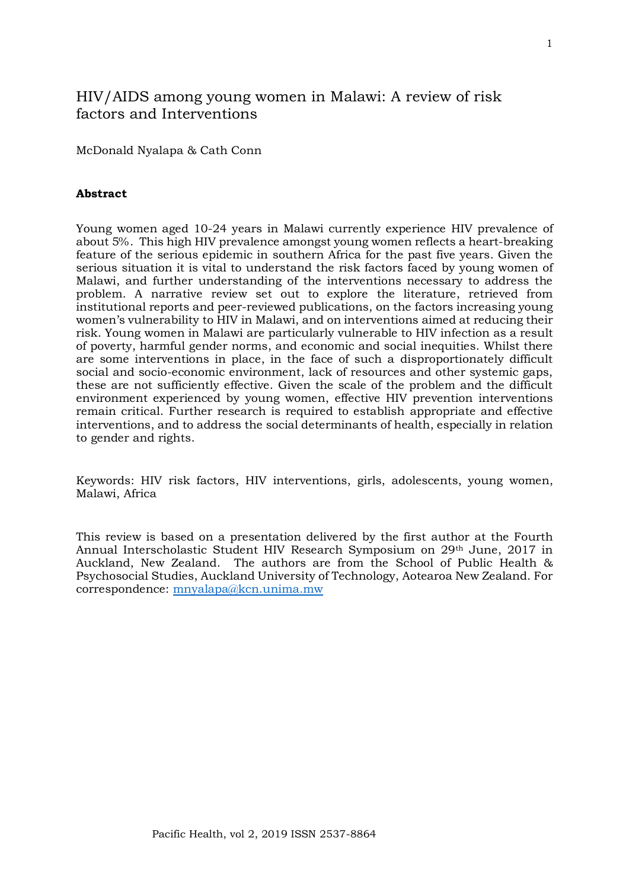# HIV/AIDS among young women in Malawi: A review of risk factors and Interventions

McDonald Nyalapa & Cath Conn

**Abstract**

Young women aged 10-24 years in Malawi currently experience HIV prevalence of about 5%. This high HIV prevalence amongst young women reflects a heart-breaking feature of the serious epidemic in southern Africa for the past five years. Given the serious situation it is vital to understand the risk factors faced by young women of Malawi, and further understanding of the interventions necessary to address the problem. A narrative review set out to explore the literature, retrieved from institutional reports and peer-reviewed publications, on the factors increasing young women's vulnerability to HIV in Malawi, and on interventions aimed at reducing their risk. Young women in Malawi are particularly vulnerable to HIV infection as a result of poverty, harmful gender norms, and economic and social inequities. Whilst there are some interventions in place, in the face of such a disproportionately difficult social and socio-economic environment, lack of resources and other systemic gaps, these are not sufficiently effective. Given the scale of the problem and the difficult environment experienced by young women, effective HIV prevention interventions remain critical. Further research is required to establish appropriate and effective interventions, and to address the social determinants of health, especially in relation to gender and rights.

Keywords: HIV risk factors, HIV interventions, girls, adolescents, young women, Malawi, Africa

This review is based on a presentation delivered by the first author at the Fourth Annual Interscholastic Student HIV Research Symposium on 29th June, 2017 in Auckland, New Zealand. The authors are from the School of Public Health & Psychosocial Studies, Auckland University of Technology, Aotearoa New Zealand. For correspondence: mnyalapa@kcn.unima.mw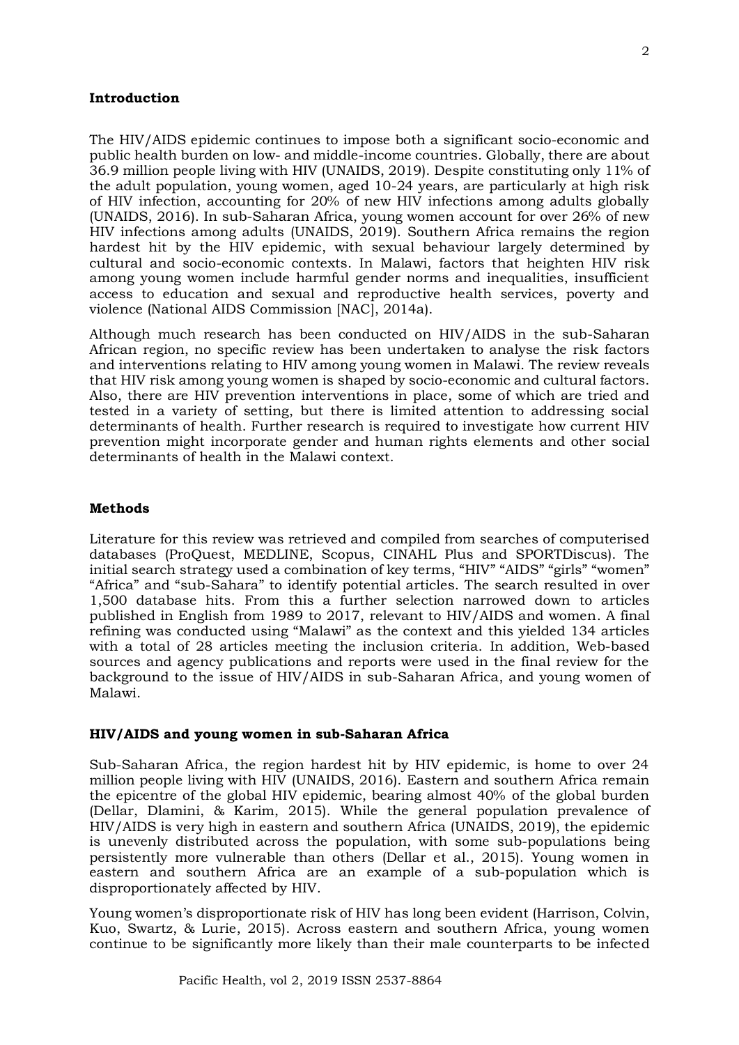## Introduction

The HIV/AIDS epidemic continues to impose both a significant socio-economic and public health burden on low- and middle-income countries. Globally, there are about 36.9 million people living with HIV (UNAIDS, 2019). Despite constituting only 11% of the adult population, young women, aged 10-24 years, are particularly at high risk of HIV infection, accounting for 20% of new HIV infections among adults globally (UNAIDS, 2016). In sub-Saharan Africa, young women account for over 26% of new HIV infections among adults (UNAIDS, 2019). Southern Africa remains the region hardest hit by the HIV epidemic, with sexual behaviour largely determined by cultural and socio-economic contexts. In Malawi, factors that heighten HIV risk among young women include harmful gender norms and inequalities, insufficient access to education and sexual and reproductive health services, poverty and violence (National AIDS Commission [NAC], 2014a).

Although much research has been conducted on HIV/AIDS in the sub-Saharan African region, no specific review has been undertaken to analyse the risk factors and interventions relating to HIV among young women in Malawi. The review reveals that HIV risk among young women is shaped by socio-economic and cultural factors. Also, there are HIV prevention interventions in place, some of which are tried and tested in a variety of setting, but there is limited attention to addressing social determinants of health. Further research is required to investigate how current HIV prevention might incorporate gender and human rights elements and other social determinants of health in the Malawi context.

## Methods

Literature for this review was retrieved and compiled from searches of computerised databases (ProQuest, MEDLINE, Scopus, CINAHL Plus and SPORTDiscus). The initial search strategy used a combination of key terms, "HIV" "AIDS" "girls" "women" "Africa" and "sub-Sahara" to identify potential articles. The search resulted in over 1,500 database hits. From this a further selection narrowed down to articles published in English from 1989 to 2017, relevant to HIV/AIDS and women. A final refining was conducted using "Malawi" as the context and this yielded 134 articles with a total of 28 articles meeting the inclusion criteria. In addition, Web-based sources and agency publications and reports were used in the final review for the background to the issue of HIV/AIDS in sub-Saharan Africa, and young women of Malawi.

### HIV/AIDS and young women in sub-Saharan Africa

Sub-Saharan Africa, the region hardest hit by HIV epidemic, is home to over 24 million people living with HIV (UNAIDS, 2016). Eastern and southern Africa remain the epicentre of the global HIV epidemic, bearing almost 40% of the global burden (Dellar, Dlamini, & Karim, 2015). While the general population prevalence of HIV/AIDS is very high in eastern and southern Africa (UNAIDS, 2019), the epidemic is unevenly distributed across the population, with some sub-populations being persistently more vulnerable than others (Dellar et al., 2015). Young women in eastern and southern Africa are an example of a sub-population which is disproportionately affected by HIV.

Young women's disproportionate risk of HIV has long been evident (Harrison, Colvin, Kuo, Swartz, & Lurie, 2015). Across eastern and southern Africa, young women continue to be significantly more likely than their male counterparts to be infected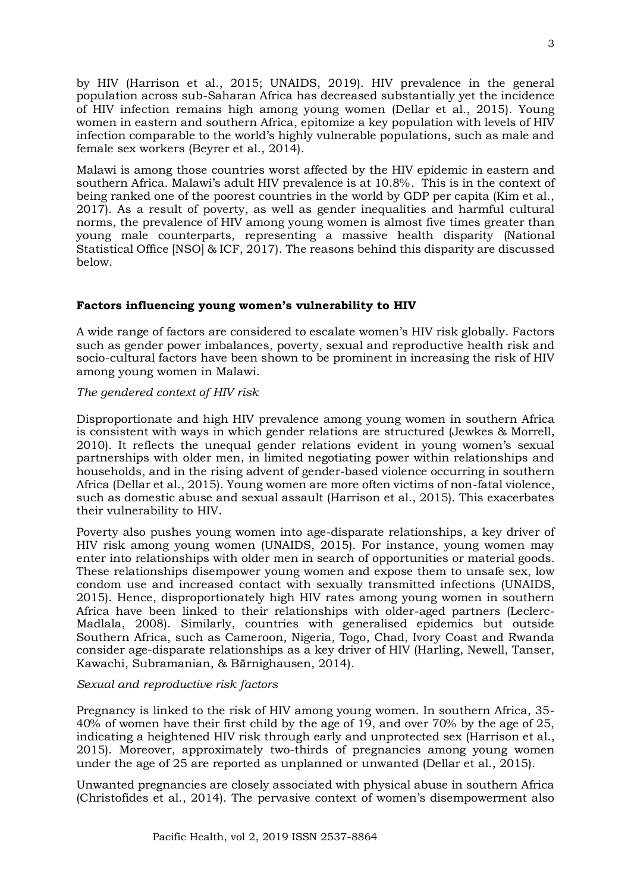by HIV (Harrison et al., 2015; UNAIDS, 2019). HIV prevalence in the general population across sub-Saharan Africa has decreased substantially yet the incidence of HIV infection remains high among young women (Dellar et al., 2015). Young women in eastern and southern Africa, epitomize a key population with levels of HIV infection comparable to the world's highly vulnerable populations, such as male and female sex workers (Beyrer et al., 2014).

Malawi is among those countries worst affected by the HIV epidemic in eastern and southern Africa. Malawi's adult HIV prevalence is at 10.8%. This is in the context of being ranked one of the poorest countries in the world by GDP per capita (Kim et al., 2017). As a result of poverty, as well as gender inequalities and harmful cultural norms, the prevalence of HIV among young women is almost five times greater than young male counterparts, representing a massive health disparity (National Statistical Office [NSO] & ICF, 2017). The reasons behind this disparity are discussed below.

## Factors influencing young women's vulnerability to HIV

A wide range of factors are considered to escalate women's HIV risk globally. Factors such as gender power imbalances, poverty, sexual and reproductive health risk and socio-cultural factors have been shown to be prominent in increasing the risk of HIV among young women in Malawi.

### *The gendered context of HIV risk*

Disproportionate and high HIV prevalence among young women in southern Africa is consistent with ways in which gender relations are structured (Jewkes & Morrell, 2010). It reflects the unequal gender relations evident in young women's sexual partnerships with older men, in limited negotiating power within relationships and households, and in the rising advent of gender-based violence occurring in southern Africa (Dellar et al., 2015). Young women are more often victims of non-fatal violence, such as domestic abuse and sexual assault (Harrison et al., 2015). This exacerbates their vulnerability to HIV.

Poverty also pushes young women into age-disparate relationships, a key driver of HIV risk among young women (UNAIDS, 2015). For instance, young women may enter into relationships with older men in search of opportunities or material goods. These relationships disempower young women and expose them to unsafe sex, low condom use and increased contact with sexually transmitted infections (UNAIDS, 2015). Hence, disproportionately high HIV rates among young women in southern Africa have been linked to their relationships with older-aged partners (Leclerc-Madlala, 2008). Similarly, countries with generalised epidemics but outside Southern Africa, such as Cameroon, Nigeria, Togo, Chad, Ivory Coast and Rwanda consider age-disparate relationships as a key driver of HIV (Harling, Newell, Tanser, Kawachi, Subramanian, & Bärnighausen, 2014).

### *Sexual and reproductive risk factors*

Pregnancy is linked to the risk of HIV among young women. In southern Africa, 35-40% of women have their first child by the age of 19, and over 70% by the age of 25, indicating a heightened HIV risk through early and unprotected sex (Harrison et al., 2015). Moreover, approximately two-thirds of pregnancies among young women under the age of 25 are reported as unplanned or unwanted (Dellar et al., 2015).

Unwanted pregnancies are closely associated with physical abuse in southern Africa (Christofides et al., 2014). The pervasive context of women's disempowerment also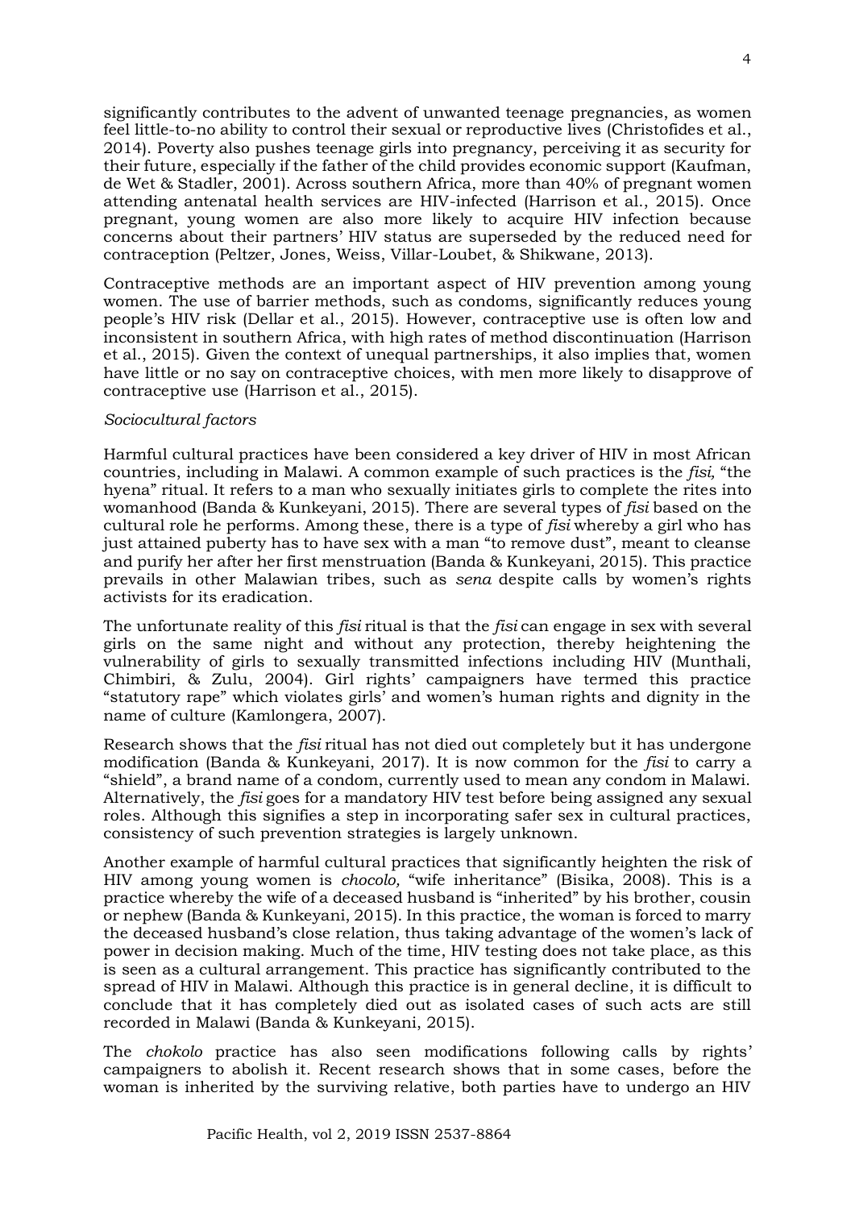significantly contributes to the advent of unwanted teenage pregnancies, as women feel little-to-no ability to control their sexual or reproductive lives (Christofides et al., 2014). Poverty also pushes teenage girls into pregnancy, perceiving it as security for their future, especially if the father of the child provides economic support (Kaufman, de Wet & Stadler, 2001). Across southern Africa, more than 40% of pregnant women attending antenatal health services are HIV-infected (Harrison et al., 2015). Once pregnant, young women are also more likely to acquire HIV infection because concerns about their partners' HIV status are superseded by the reduced need for contraception (Peltzer, Jones, Weiss, Villar-Loubet, & Shikwane, 2013).

Contraceptive methods are an important aspect of HIV prevention among young women. The use of barrier methods, such as condoms, significantly reduces young people's HIV risk (Dellar et al., 2015). However, contraceptive use is often low and inconsistent in southern Africa, with high rates of method discontinuation (Harrison et al., 2015). Given the context of unequal partnerships, it also implies that, women have little or no say on contraceptive choices, with men more likely to disapprove of contraceptive use (Harrison et al., 2015).

*Sociocultural factors*

Harmful cultural practices have been considered a key driver of HIV in most African countries, including in Malawi. A common example of such practices is the *fisi,* "the hyena" ritual. It refers to a man who sexually initiates girls to complete the rites into womanhood (Banda & Kunkeyani, 2015). There are several types of *fisi* based on the cultural role he performs. Among these, there is a type of *fisi* whereby a girl who has just attained puberty has to have sex with a man "to remove dust", meant to cleanse and purify her after her first menstruation (Banda & Kunkeyani, 2015). This practice prevails in other Malawian tribes, such as *sena* despite calls by women's rights activists for its eradication.

The unfortunate reality of this *fisi* ritual is that the *fisi* can engage in sex with several girls on the same night and without any protection, thereby heightening the vulnerability of girls to sexually transmitted infections including HIV (Munthali, Chimbiri, & Zulu, 2004). Girl rights' campaigners have termed this practice "statutory rape" which violates girls' and women's human rights and dignity in the name of culture (Kamlongera, 2007).

Research shows that the *fisi* ritual has not died out completely but it has undergone modification (Banda & Kunkeyani, 2017). It is now common for the *fisi* to carry a "shield", a brand name of a condom, currently used to mean any condom in Malawi. Alternatively, the *fisi* goes for a mandatory HIV test before being assigned any sexual roles. Although this signifies a step in incorporating safer sex in cultural practices, consistency of such prevention strategies is largely unknown.

Another example of harmful cultural practices that significantly heighten the risk of HIV among young women is *chocolo,* "wife inheritance" (Bisika, 2008). This is a practice whereby the wife of a deceased husband is "inherited" by his brother, cousin or nephew (Banda & Kunkeyani, 2015). In this practice, the woman is forced to marry the deceased husband's close relation, thus taking advantage of the women's lack of power in decision making. Much of the time, HIV testing does not take place, as this is seen as a cultural arrangement. This practice has significantly contributed to the spread of HIV in Malawi. Although this practice is in general decline, it is difficult to conclude that it has completely died out as isolated cases of such acts are still recorded in Malawi (Banda & Kunkeyani, 2015).

The *chokolo* practice has also seen modifications following calls by rights' campaigners to abolish it. Recent research shows that in some cases, before the woman is inherited by the surviving relative, both parties have to undergo an HIV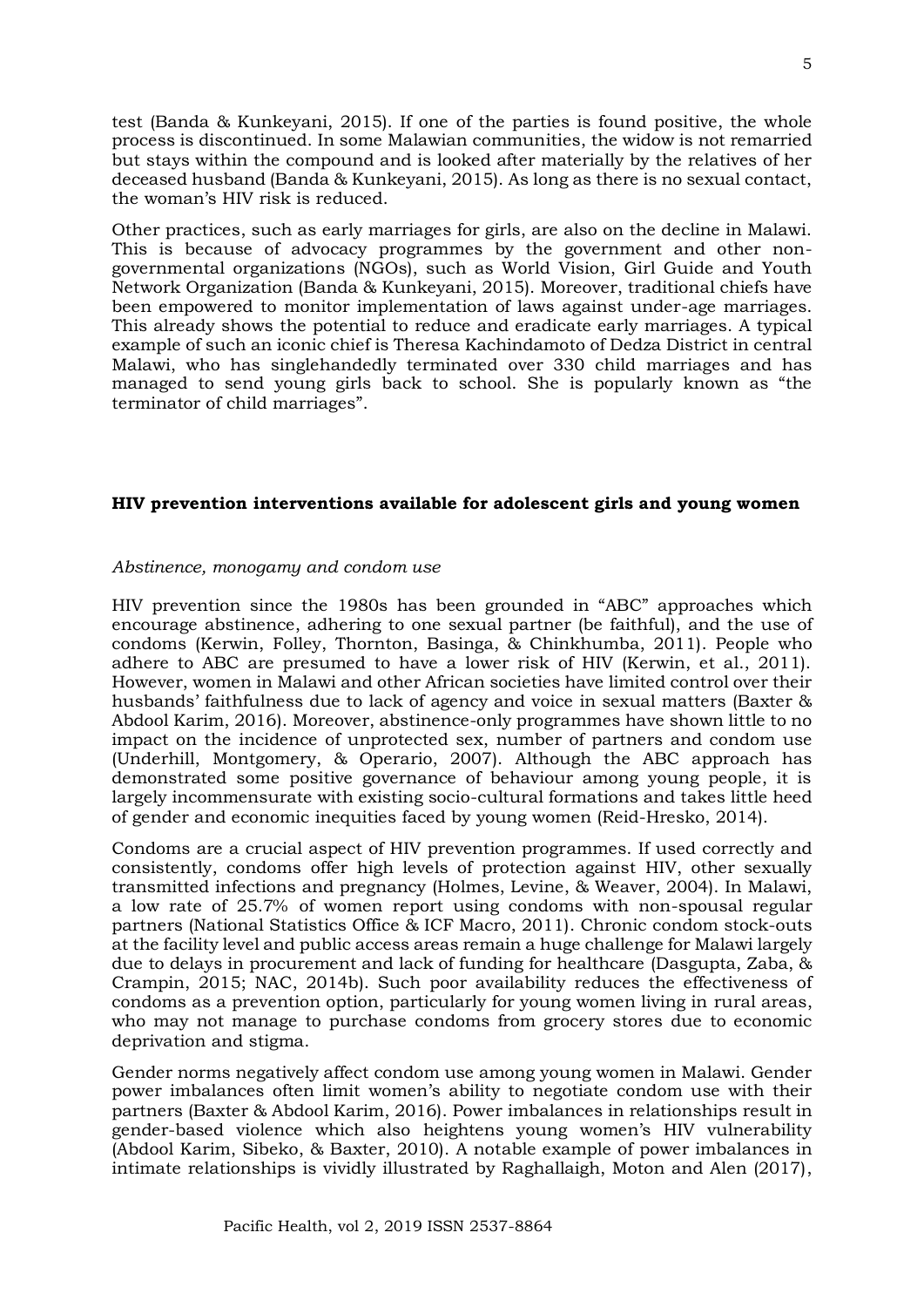test (Banda & Kunkeyani, 2015). If one of the parties is found positive, the whole process is discontinued. In some Malawian communities, the widow is not remarried but stays within the compound and is looked after materially by the relatives of her deceased husband (Banda & Kunkeyani, 2015). As long as there is no sexual contact, the woman's HIV risk is reduced.

Other practices, such as early marriages for girls, are also on the decline in Malawi. This is because of advocacy programmes by the government and other non-governmental organizations (NGOs), such as World Vision, Girl Guide and Youth Network Organization (Banda & Kunkeyani, 2015). Moreover, traditional chiefs have been empowered to monitor implementation of laws against under-age marriages. This already shows the potential to reduce and eradicate early marriages. A typical example of such an iconic chief is Theresa Kachindamoto of Dedza District in central Malawi, who has singlehandedly terminated over 330 child marriages and has managed to send young girls back to school. She is popularly known as "the terminator of child marriages".

## HIV prevention interventions available for adolescent girls and young women

### *Abstinence, monogamy and condom use*

HIV prevention since the 1980s has been grounded in "ABC" approaches which encourage abstinence, adhering to one sexual partner (be faithful), and the use of condoms (Kerwin, Folley, Thornton, Basinga, & Chinkhumba, 2011). People who adhere to ABC are presumed to have a lower risk of HIV (Kerwin, et al., 2011). However, women in Malawi and other African societies have limited control over their husbands' faithfulness due to lack of agency and voice in sexual matters (Baxter & Abdool Karim, 2016). Moreover, abstinence-only programmes have shown little to no impact on the incidence of unprotected sex, number of partners and condom use (Underhill, Montgomery, & Operario, 2007). Although the ABC approach has demonstrated some positive governance of behaviour among young people, it is largely incommensurate with existing socio-cultural formations and takes little heed of gender and economic inequities faced by young women (Reid-Hresko, 2014).

Condoms are a crucial aspect of HIV prevention programmes. If used correctly and consistently, condoms offer high levels of protection against HIV, other sexually transmitted infections and pregnancy (Holmes, Levine, & Weaver, 2004). In Malawi, a low rate of 25.7% of women report using condoms with non-spousal regular partners (National Statistics Office & ICF Macro, 2011). Chronic condom stock-outs at the facility level and public access areas remain a huge challenge for Malawi largely due to delays in procurement and lack of funding for healthcare (Dasgupta, Zaba, & Crampin, 2015; NAC, 2014b). Such poor availability reduces the effectiveness of condoms as a prevention option, particularly for young women living in rural areas, who may not manage to purchase condoms from grocery stores due to economic deprivation and stigma.

Gender norms negatively affect condom use among young women in Malawi. Gender power imbalances often limit women's ability to negotiate condom use with their partners (Baxter & Abdool Karim, 2016). Power imbalances in relationships result in gender-based violence which also heightens young women's HIV vulnerability (Abdool Karim, Sibeko, & Baxter, 2010). A notable example of power imbalances in intimate relationships is vividly illustrated by Raghallaigh, Moton and Alen (2017),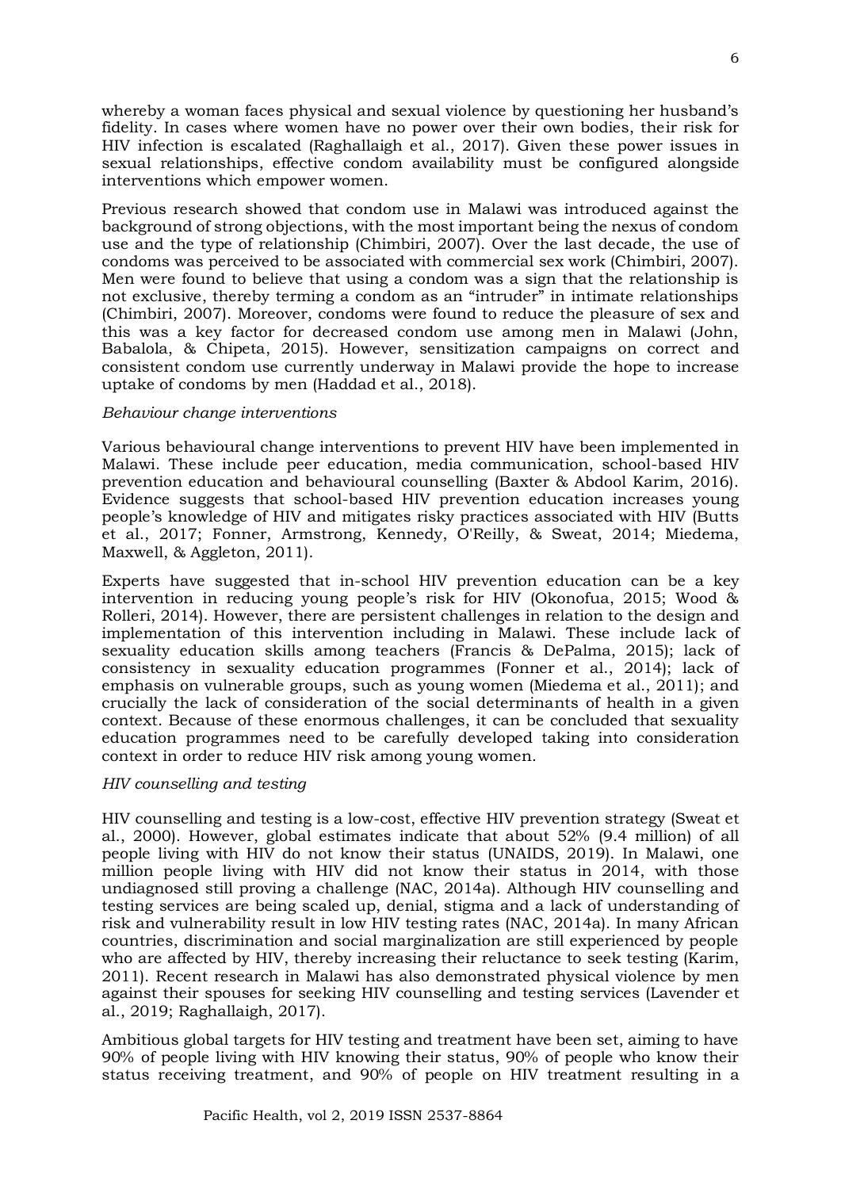whereby a woman faces physical and sexual violence by questioning her husband's fidelity. In cases where women have no power over their own bodies, their risk for HIV infection is escalated (Raghallaigh et al., 2017). Given these power issues in sexual relationships, effective condom availability must be configured alongside interventions which empower women.

Previous research showed that condom use in Malawi was introduced against the background of strong objections, with the most important being the nexus of condom use and the type of relationship (Chimbiri, 2007). Over the last decade, the use of condoms was perceived to be associated with commercial sex work (Chimbiri, 2007). Men were found to believe that using a condom was a sign that the relationship is not exclusive, thereby terming a condom as an "intruder" in intimate relationships (Chimbiri, 2007). Moreover, condoms were found to reduce the pleasure of sex and this was a key factor for decreased condom use among men in Malawi (John, Babalola, & Chipeta, 2015). However, sensitization campaigns on correct and consistent condom use currently underway in Malawi provide the hope to increase uptake of condoms by men (Haddad et al., 2018).

*Behaviour change interventions*

Various behavioural change interventions to prevent HIV have been implemented in Malawi. These include peer education, media communication, school-based HIV prevention education and behavioural counselling (Baxter & Abdool Karim, 2016). Evidence suggests that school-based HIV prevention education increases young people's knowledge of HIV and mitigates risky practices associated with HIV (Butts et al., 2017; Fonner, Armstrong, Kennedy, O'Reilly, & Sweat, 2014; Miedema, Maxwell, & Aggleton, 2011).

Experts have suggested that in-school HIV prevention education can be a key intervention in reducing young people's risk for HIV (Okonofua, 2015; Wood & Rolleri, 2014). However, there are persistent challenges in relation to the design and implementation of this intervention including in Malawi. These include lack of sexuality education skills among teachers (Francis & DePalma, 2015); lack of consistency in sexuality education programmes (Fonner et al., 2014); lack of emphasis on vulnerable groups, such as young women (Miedema et al., 2011); and crucially the lack of consideration of the social determinants of health in a given context. Because of these enormous challenges, it can be concluded that sexuality education programmes need to be carefully developed taking into consideration context in order to reduce HIV risk among young women.

*HIV counselling and testing*

HIV counselling and testing is a low-cost, effective HIV prevention strategy (Sweat et al., 2000). However, global estimates indicate that about 52% (9.4 million) of all people living with HIV do not know their status (UNAIDS, 2019). In Malawi, one million people living with HIV did not know their status in 2014, with those undiagnosed still proving a challenge (NAC, 2014a). Although HIV counselling and testing services are being scaled up, denial, stigma and a lack of understanding of risk and vulnerability result in low HIV testing rates (NAC, 2014a). In many African countries, discrimination and social marginalization are still experienced by people who are affected by HIV, thereby increasing their reluctance to seek testing (Karim, 2011). Recent research in Malawi has also demonstrated physical violence by men against their spouses for seeking HIV counselling and testing services (Lavender et al., 2019; Raghallaigh, 2017).

Ambitious global targets for HIV testing and treatment have been set, aiming to have 90% of people living with HIV knowing their status, 90% of people who know their status receiving treatment, and 90% of people on HIV treatment resulting in a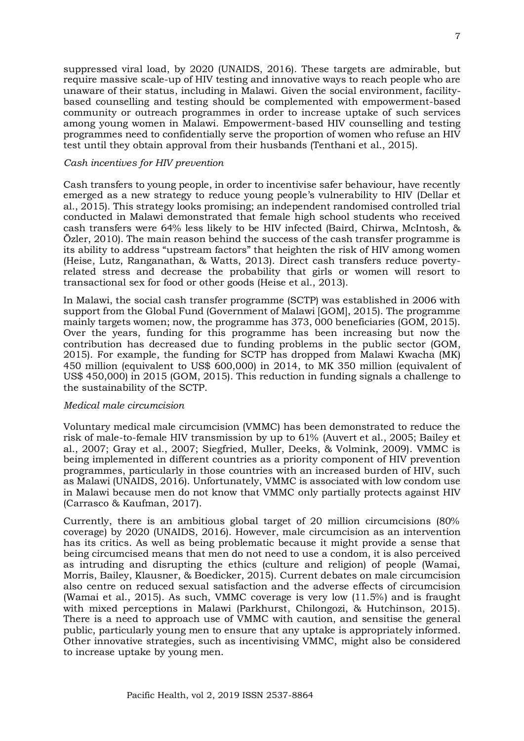suppressed viral load, by 2020 (UNAIDS, 2016). These targets are admirable, but require massive scale-up of HIV testing and innovative ways to reach people who are unaware of their status, including in Malawi. Given the social environment, facility-based counselling and testing should be complemented with empowerment-based community or outreach programmes in order to increase uptake of such services among young women in Malawi. Empowerment-based HIV counselling and testing programmes need to confidentially serve the proportion of women who refuse an HIV test until they obtain approval from their husbands (Tenthani et al., 2015).

*Cash incentives for HIV prevention*

Cash transfers to young people, in order to incentivise safer behaviour, have recently emerged as a new strategy to reduce young people's vulnerability to HIV (Dellar et al., 2015). This strategy looks promising; an independent randomised controlled trial conducted in Malawi demonstrated that female high school students who received cash transfers were 64% less likely to be HIV infected (Baird, Chirwa, McIntosh, & Özler, 2010). The main reason behind the success of the cash transfer programme is its ability to address "upstream factors" that heighten the risk of HIV among women (Heise, Lutz, Ranganathan, & Watts, 2013). Direct cash transfers reduce poverty-related stress and decrease the probability that girls or women will resort to transactional sex for food or other goods (Heise et al., 2013).

In Malawi, the social cash transfer programme (SCTP) was established in 2006 with support from the Global Fund (Government of Malawi [GOM], 2015). The programme mainly targets women; now, the programme has 373, 000 beneficiaries (GOM, 2015). Over the years, funding for this programme has been increasing but now the contribution has decreased due to funding problems in the public sector (GOM, 2015). For example, the funding for SCTP has dropped from Malawi Kwacha (MK) 450 million (equivalent to US$ 600,000) in 2014, to MK 350 million (equivalent of US$ 450,000) in 2015 (GOM, 2015). This reduction in funding signals a challenge to the sustainability of the SCTP.

*Medical male circumcision*

Voluntary medical male circumcision (VMMC) has been demonstrated to reduce the risk of male-to-female HIV transmission by up to 61% (Auvert et al., 2005; Bailey et al., 2007; Gray et al., 2007; Siegfried, Muller, Deeks, & Volmink, 2009). VMMC is being implemented in different countries as a priority component of HIV prevention programmes, particularly in those countries with an increased burden of HIV, such as Malawi (UNAIDS, 2016). Unfortunately, VMMC is associated with low condom use in Malawi because men do not know that VMMC only partially protects against HIV (Carrasco & Kaufman, 2017).

Currently, there is an ambitious global target of 20 million circumcisions (80% coverage) by 2020 (UNAIDS, 2016). However, male circumcision as an intervention has its critics. As well as being problematic because it might provide a sense that being circumcised means that men do not need to use a condom, it is also perceived as intruding and disrupting the ethics (culture and religion) of people (Wamai, Morris, Bailey, Klausner, & Boedicker, 2015). Current debates on male circumcision also centre on reduced sexual satisfaction and the adverse effects of circumcision (Wamai et al., 2015). As such, VMMC coverage is very low (11.5%) and is fraught with mixed perceptions in Malawi (Parkhurst, Chilongozi, & Hutchinson, 2015). There is a need to approach use of VMMC with caution, and sensitise the general public, particularly young men to ensure that any uptake is appropriately informed. Other innovative strategies, such as incentivising VMMC, might also be considered to increase uptake by young men.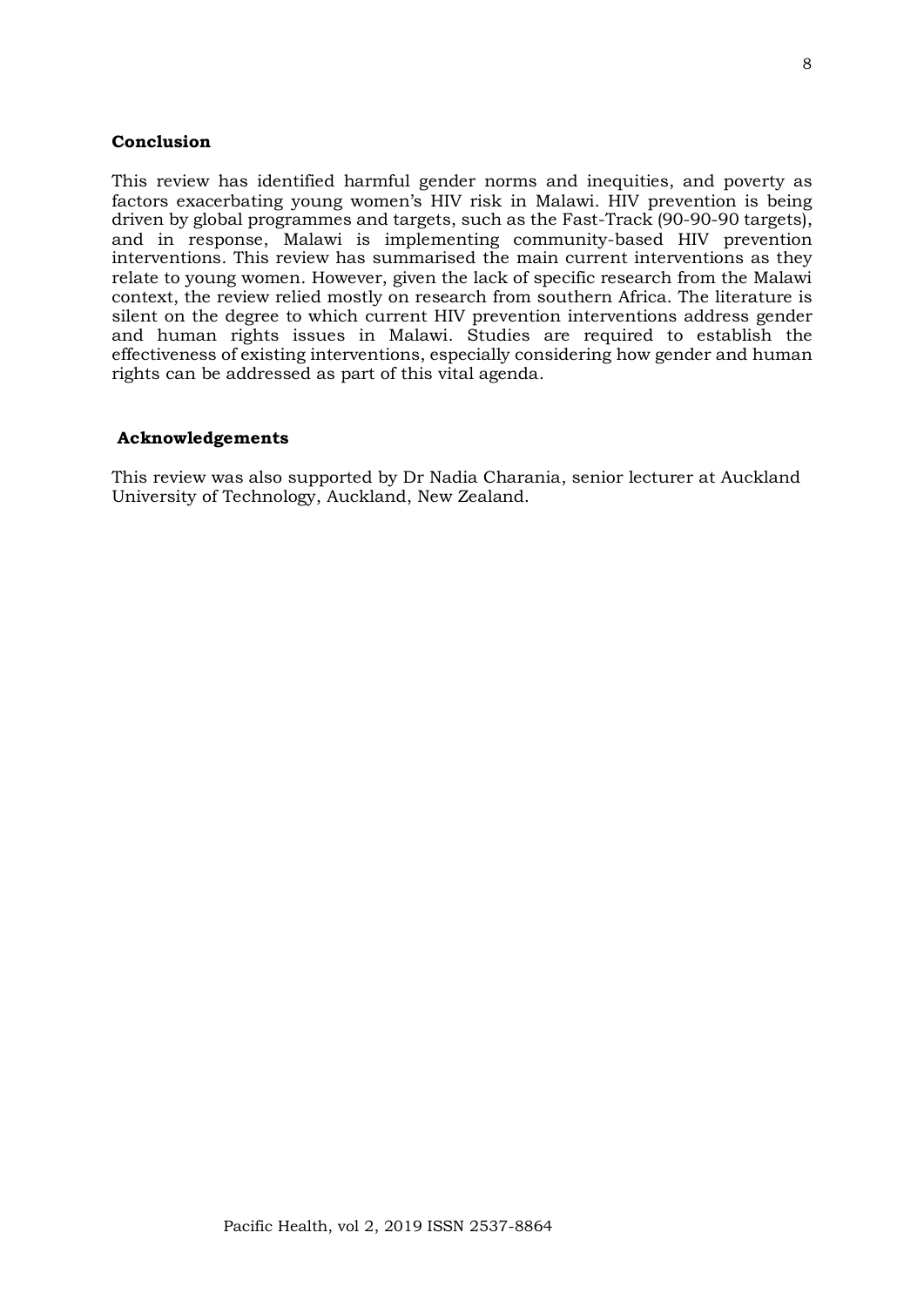## Conclusion

This review has identified harmful gender norms and inequities, and poverty as factors exacerbating young women's HIV risk in Malawi. HIV prevention is being driven by global programmes and targets, such as the Fast-Track (90-90-90 targets), and in response, Malawi is implementing community-based HIV prevention interventions. This review has summarised the main current interventions as they relate to young women. However, given the lack of specific research from the Malawi context, the review relied mostly on research from southern Africa. The literature is silent on the degree to which current HIV prevention interventions address gender and human rights issues in Malawi. Studies are required to establish the effectiveness of existing interventions, especially considering how gender and human rights can be addressed as part of this vital agenda.

## Acknowledgements

This review was also supported by Dr Nadia Charania, senior lecturer at Auckland University of Technology, Auckland, New Zealand.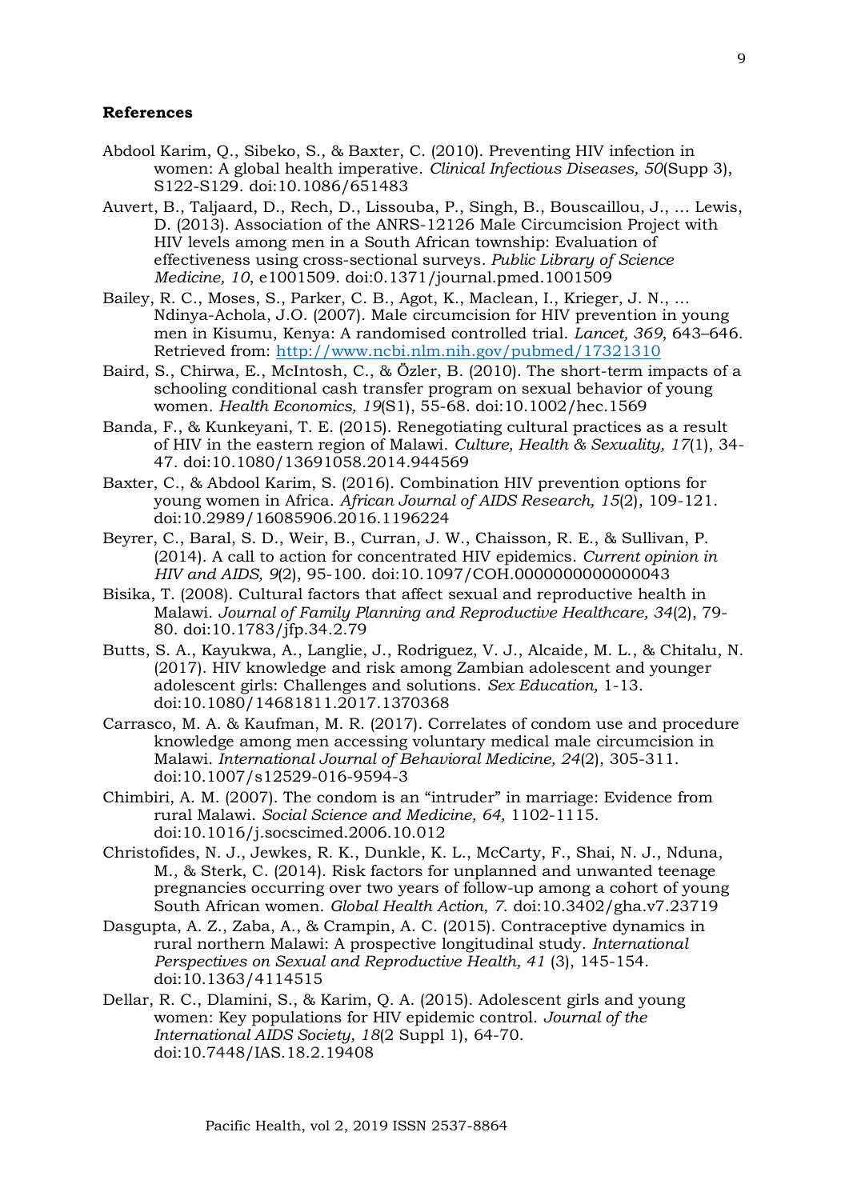**References**

Abdool Karim, Q., Sibeko, S., & Baxter, C. (2010). Preventing HIV infection in women: A global health imperative. *Clinical Infectious Diseases, 50*(Supp 3), S122-S129. doi:10.1086/651483

Auvert, B., Taljaard, D., Rech, D., Lissouba, P., Singh, B., Bouscaillou, J., … Lewis, D. (2013). Association of the ANRS-12126 Male Circumcision Project with HIV levels among men in a South African township: Evaluation of effectiveness using cross-sectional surveys. *Public Library of Science Medicine, 10*, e1001509. doi:0.1371/journal.pmed.1001509

Bailey, R. C., Moses, S., Parker, C. B., Agot, K., Maclean, I., Krieger, J. N., … Ndinya-Achola, J.O. (2007). Male circumcision for HIV prevention in young men in Kisumu, Kenya: A randomised controlled trial. *Lancet, 369*, 643–646. Retrieved from: http://www.ncbi.nlm.nih.gov/pubmed/17321310

Baird, S., Chirwa, E., McIntosh, C., & Özler, B. (2010). The short-term impacts of a schooling conditional cash transfer program on sexual behavior of young women. *Health Economics, 19*(S1), 55-68. doi:10.1002/hec.1569

Banda, F., & Kunkeyani, T. E. (2015). Renegotiating cultural practices as a result of HIV in the eastern region of Malawi. *Culture, Health & Sexuality, 17*(1), 34-47. doi:10.1080/13691058.2014.944569

Baxter, C., & Abdool Karim, S. (2016). Combination HIV prevention options for young women in Africa. *African Journal of AIDS Research, 15*(2), 109-121. doi:10.2989/16085906.2016.1196224

Beyrer, C., Baral, S. D., Weir, B., Curran, J. W., Chaisson, R. E., & Sullivan, P. (2014). A call to action for concentrated HIV epidemics. *Current opinion in HIV and AIDS, 9*(2), 95-100. doi:10.1097/COH.0000000000000043

Bisika, T. (2008). Cultural factors that affect sexual and reproductive health in Malawi. *Journal of Family Planning and Reproductive Healthcare, 34*(2), 79-80. doi:10.1783/jfp.34.2.79

Butts, S. A., Kayukwa, A., Langlie, J., Rodriguez, V. J., Alcaide, M. L., & Chitalu, N. (2017). HIV knowledge and risk among Zambian adolescent and younger adolescent girls: Challenges and solutions. *Sex Education,* 1-13. doi:10.1080/14681811.2017.1370368

Carrasco, M. A. & Kaufman, M. R. (2017). Correlates of condom use and procedure knowledge among men accessing voluntary medical male circumcision in Malawi. *International Journal of Behavioral Medicine, 24*(2), 305-311. doi:10.1007/s12529-016-9594-3

Chimbiri, A. M. (2007). The condom is an "intruder" in marriage: Evidence from rural Malawi. *Social Science and Medicine, 64,* 1102-1115. doi:10.1016/j.socscimed.2006.10.012

Christofides, N. J., Jewkes, R. K., Dunkle, K. L., McCarty, F., Shai, N. J., Nduna, M., & Sterk, C. (2014). Risk factors for unplanned and unwanted teenage pregnancies occurring over two years of follow-up among a cohort of young South African women. *Global Health Action*, *7*. doi:10.3402/gha.v7.23719

Dasgupta, A. Z., Zaba, A., & Crampin, A. C. (2015). Contraceptive dynamics in rural northern Malawi: A prospective longitudinal study. *International Perspectives on Sexual and Reproductive Health, 41* (3), 145-154. doi:10.1363/4114515

Dellar, R. C., Dlamini, S., & Karim, Q. A. (2015). Adolescent girls and young women: Key populations for HIV epidemic control. *Journal of the International AIDS Society, 18*(2 Suppl 1), 64-70. doi:10.7448/IAS.18.2.19408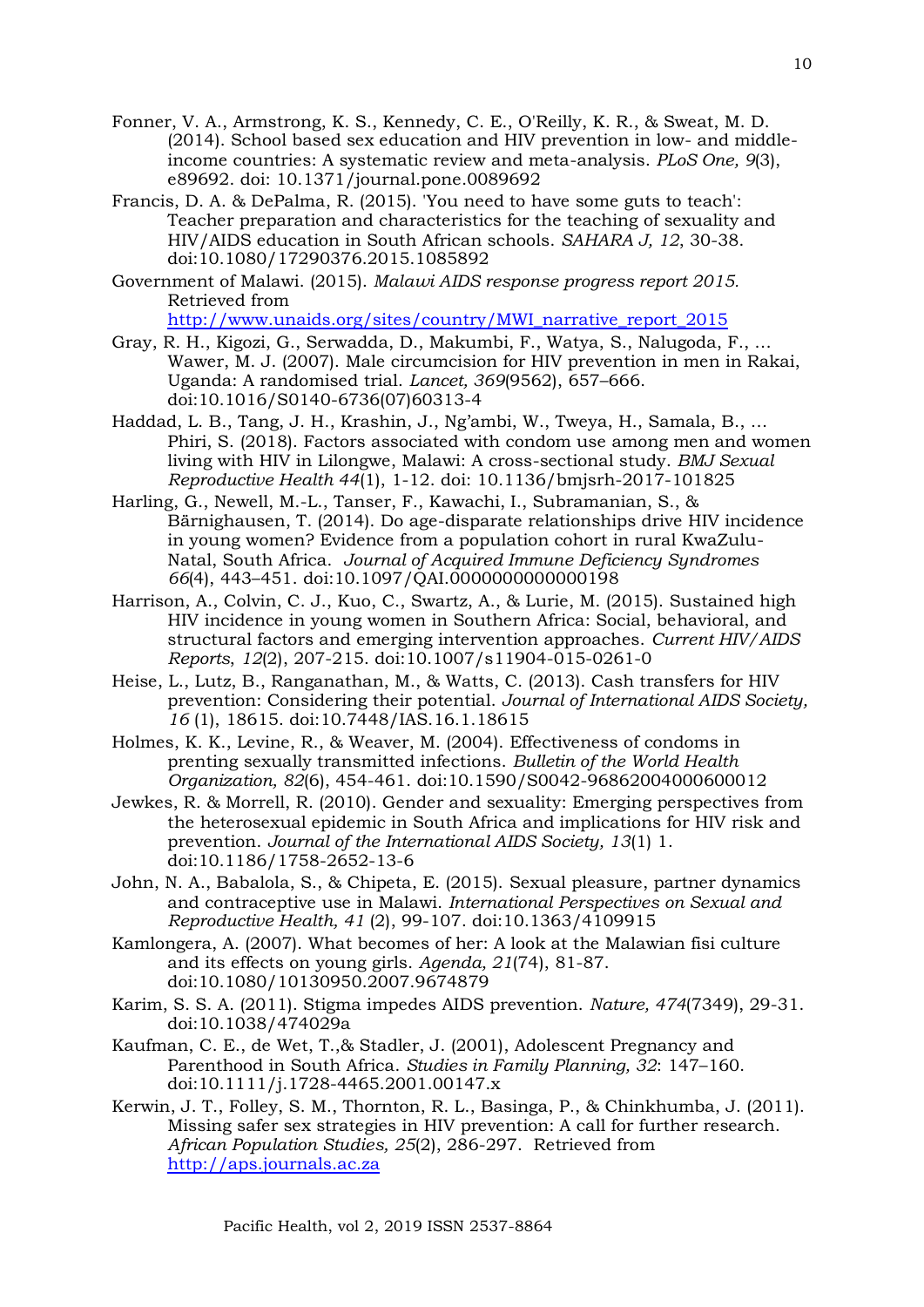Fonner, V. A., Armstrong, K. S., Kennedy, C. E., O'Reilly, K. R., & Sweat, M. D. (2014). School based sex education and HIV prevention in low- and middle-income countries: A systematic review and meta-analysis. *PLoS One, 9*(3), e89692. doi: 10.1371/journal.pone.0089692

Francis, D. A. & DePalma, R. (2015). 'You need to have some guts to teach': Teacher preparation and characteristics for the teaching of sexuality and HIV/AIDS education in South African schools. *SAHARA J, 12*, 30-38. doi:10.1080/17290376.2015.1085892

Government of Malawi. (2015). *Malawi AIDS response progress report 2015.* Retrieved from http://www.unaids.org/sites/country/MWI_narrative_report_2015

Gray, R. H., Kigozi, G., Serwadda, D., Makumbi, F., Watya, S., Nalugoda, F., ... Wawer, M. J. (2007). Male circumcision for HIV prevention in men in Rakai, Uganda: A randomised trial. *Lancet, 369*(9562), 657–666. doi:10.1016/S0140-6736(07)60313-4

Haddad, L. B., Tang, J. H., Krashin, J., Ng'ambi, W., Tweya, H., Samala, B., ... Phiri, S. (2018). Factors associated with condom use among men and women living with HIV in Lilongwe, Malawi: A cross-sectional study. *BMJ Sexual Reproductive Health 44*(1), 1-12. doi: 10.1136/bmjsrh-2017-101825

Harling, G., Newell, M.-L., Tanser, F., Kawachi, I., Subramanian, S., & Bärnighausen, T. (2014). Do age-disparate relationships drive HIV incidence in young women? Evidence from a population cohort in rural KwaZulu-Natal, South Africa. *Journal of Acquired Immune Deficiency Syndromes 66*(4), 443–451. doi:10.1097/QAI.0000000000000198

Harrison, A., Colvin, C. J., Kuo, C., Swartz, A., & Lurie, M. (2015). Sustained high HIV incidence in young women in Southern Africa: Social, behavioral, and structural factors and emerging intervention approaches. *Current HIV/AIDS Reports*, *12*(2), 207-215. doi:10.1007/s11904-015-0261-0

Heise, L., Lutz, B., Ranganathan, M., & Watts, C. (2013). Cash transfers for HIV prevention: Considering their potential. *Journal of International AIDS Society, 16* (1), 18615. doi:10.7448/IAS.16.1.18615

Holmes, K. K., Levine, R., & Weaver, M. (2004). Effectiveness of condoms in prenting sexually transmitted infections. *Bulletin of the World Health Organization, 82*(6), 454-461. doi:10.1590/S0042-96862004000600012

Jewkes, R. & Morrell, R. (2010). Gender and sexuality: Emerging perspectives from the heterosexual epidemic in South Africa and implications for HIV risk and prevention. *Journal of the International AIDS Society, 13*(1) 1. doi:10.1186/1758-2652-13-6

John, N. A., Babalola, S., & Chipeta, E. (2015). Sexual pleasure, partner dynamics and contraceptive use in Malawi. *International Perspectives on Sexual and Reproductive Health, 41* (2), 99-107. doi:10.1363/4109915

Kamlongera, A. (2007). What becomes of her: A look at the Malawian fisi culture and its effects on young girls. *Agenda, 21*(74), 81-87. doi:10.1080/10130950.2007.9674879

Karim, S. S. A. (2011). Stigma impedes AIDS prevention. *Nature, 474*(7349), 29-31. doi:10.1038/474029a

Kaufman, C. E., de Wet, T.,& Stadler, J. (2001), Adolescent Pregnancy and Parenthood in South Africa. *Studies in Family Planning, 32*: 147–160. doi:10.1111/j.1728-4465.2001.00147.x

Kerwin, J. T., Folley, S. M., Thornton, R. L., Basinga, P., & Chinkhumba, J. (2011). Missing safer sex strategies in HIV prevention: A call for further research. *African Population Studies, 25*(2), 286-297. Retrieved from http://aps.journals.ac.za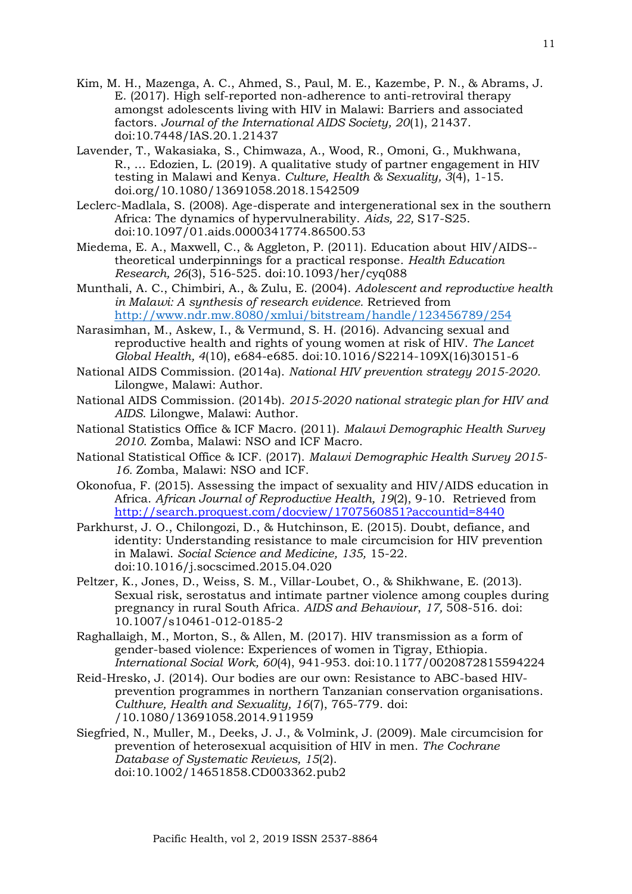Kim, M. H., Mazenga, A. C., Ahmed, S., Paul, M. E., Kazembe, P. N., & Abrams, J. E. (2017). High self-reported non-adherence to anti-retroviral therapy amongst adolescents living with HIV in Malawi: Barriers and associated factors. *Journal of the International AIDS Society, 20*(1), 21437. doi:10.7448/IAS.20.1.21437

Lavender, T., Wakasiaka, S., Chimwaza, A., Wood, R., Omoni, G., Mukhwana, R., ... Edozien, L. (2019). A qualitative study of partner engagement in HIV testing in Malawi and Kenya. *Culture, Health & Sexuality, 3*(4), 1-15. doi.org/10.1080/13691058.2018.1542509

Leclerc-Madlala, S. (2008). Age-disperate and intergenerational sex in the southern Africa: The dynamics of hypervulnerability. *Aids, 22,* S17-S25. doi:10.1097/01.aids.0000341774.86500.53

Miedema, E. A., Maxwell, C., & Aggleton, P. (2011). Education about HIV/AIDS--theoretical underpinnings for a practical response. *Health Education Research, 26*(3), 516-525. doi:10.1093/her/cyq088

Munthali, A. C., Chimbiri, A., & Zulu, E. (2004). *Adolescent and reproductive health in Malawi: A synthesis of research evidence.* Retrieved from http://www.ndr.mw.8080/xmlui/bitstream/handle/123456789/254

Narasimhan, M., Askew, I., & Vermund, S. H. (2016). Advancing sexual and reproductive health and rights of young women at risk of HIV. *The Lancet Global Health, 4*(10), e684-e685. doi:10.1016/S2214-109X(16)30151-6

National AIDS Commission. (2014a). *National HIV prevention strategy 2015-2020.* Lilongwe, Malawi: Author.

National AIDS Commission. (2014b). *2015-2020 national strategic plan for HIV and AIDS*. Lilongwe, Malawi: Author.

National Statistics Office & ICF Macro. (2011). *Malawi Demographic Health Survey 2010*. Zomba, Malawi: NSO and ICF Macro.

National Statistical Office & ICF. (2017). *Malawi Demographic Health Survey 2015-16.* Zomba, Malawi: NSO and ICF.

Okonofua, F. (2015). Assessing the impact of sexuality and HIV/AIDS education in Africa. *African Journal of Reproductive Health, 19*(2), 9-10. Retrieved from http://search.proquest.com/docview/1707560851?accountid=8440

Parkhurst, J. O., Chilongozi, D., & Hutchinson, E. (2015). Doubt, defiance, and identity: Understanding resistance to male circumcision for HIV prevention in Malawi. *Social Science and Medicine, 135,* 15-22. doi:10.1016/j.socscimed.2015.04.020

Peltzer, K., Jones, D., Weiss, S. M., Villar-Loubet, O., & Shikhwane, E. (2013). Sexual risk, serostatus and intimate partner violence among couples during pregnancy in rural South Africa. *AIDS and Behaviour*, *17,* 508-516. doi: 10.1007/s10461-012-0185-2

Raghallaigh, M., Morton, S., & Allen, M. (2017). HIV transmission as a form of gender-based violence: Experiences of women in Tigray, Ethiopia. *International Social Work, 60*(4), 941-953. doi:10.1177/0020872815594224

Reid-Hresko, J. (2014). Our bodies are our own: Resistance to ABC-based HIV-prevention programmes in northern Tanzanian conservation organisations. *Culthure, Health and Sexuality, 16*(7), 765-779. doi: /10.1080/13691058.2014.911959

Siegfried, N., Muller, M., Deeks, J. J., & Volmink, J. (2009). Male circumcision for prevention of heterosexual acquisition of HIV in men. *The Cochrane Database of Systematic Reviews, 15*(2). doi:10.1002/14651858.CD003362.pub2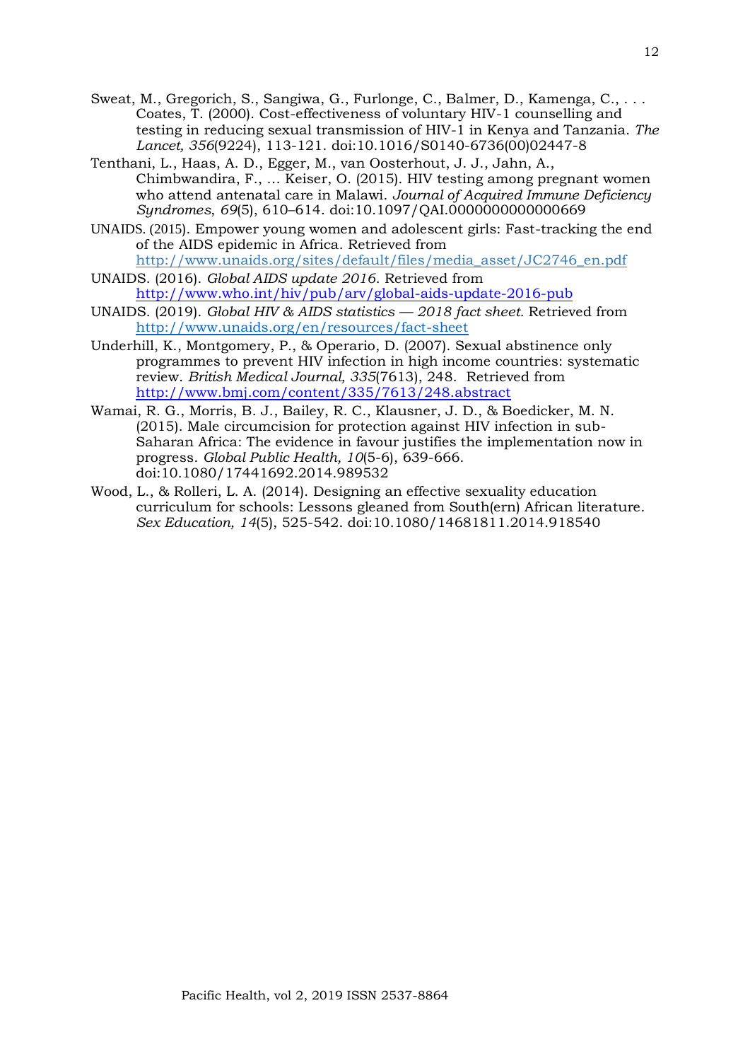Sweat, M., Gregorich, S., Sangiwa, G., Furlonge, C., Balmer, D., Kamenga, C., . . . Coates, T. (2000). Cost-effectiveness of voluntary HIV-1 counselling and testing in reducing sexual transmission of HIV-1 in Kenya and Tanzania. *The Lancet, 356*(9224), 113-121. doi:10.1016/S0140-6736(00)02447-8

Tenthani, L., Haas, A. D., Egger, M., van Oosterhout, J. J., Jahn, A., Chimbwandira, F., ... Keiser, O. (2015). HIV testing among pregnant women who attend antenatal care in Malawi. *Journal of Acquired Immune Deficiency Syndromes*, *69*(5), 610–614. doi:10.1097/QAI.0000000000000669

UNAIDS. (2015). Empower young women and adolescent girls: Fast-tracking the end of the AIDS epidemic in Africa. Retrieved from http://www.unaids.org/sites/default/files/media_asset/JC2746_en.pdf

UNAIDS. (2016). *Global AIDS update 2016*. Retrieved from http://www.who.int/hiv/pub/arv/global-aids-update-2016-pub

UNAIDS. (2019). *Global HIV & AIDS statistics — 2018 fact sheet.* Retrieved from http://www.unaids.org/en/resources/fact-sheet

Underhill, K., Montgomery, P., & Operario, D. (2007). Sexual abstinence only programmes to prevent HIV infection in high income countries: systematic review. *British Medical Journal, 335*(7613), 248. Retrieved from http://www.bmj.com/content/335/7613/248.abstract

Wamai, R. G., Morris, B. J., Bailey, R. C., Klausner, J. D., & Boedicker, M. N. (2015). Male circumcision for protection against HIV infection in sub-Saharan Africa: The evidence in favour justifies the implementation now in progress. *Global Public Health, 10*(5-6), 639-666. doi:10.1080/17441692.2014.989532

Wood, L., & Rolleri, L. A. (2014). Designing an effective sexuality education curriculum for schools: Lessons gleaned from South(ern) African literature. *Sex Education, 14*(5), 525-542. doi:10.1080/14681811.2014.918540